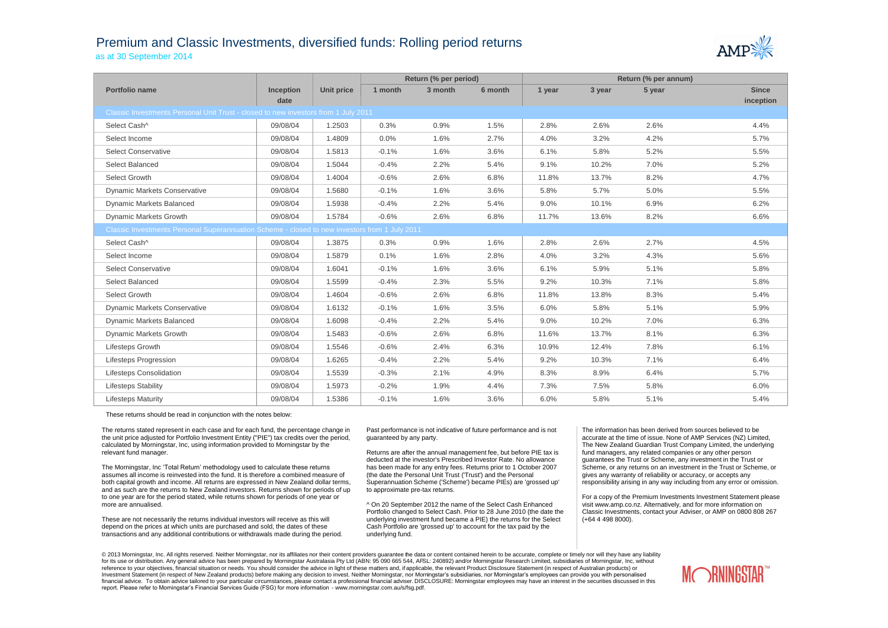# Premium and Classic Investments, diversified funds: Rolling period returns

as at 30 September 2014

| Portfolio name | Inception date | Unit price | Return (% per period) | | | Return (% per annum) | | | |
|---|---|---|---|---|---|---|---|---|---|
| | | | 1 month | 3 month | 6 month | 1 year | 3 year | 5 year | Since inception |
| **Classic Investments Personal Unit Trust - closed to new investors from 1 July 2011** | | | | | | | | | |
| Select Cash^ | 09/08/04 | 1.2503 | 0.3% | 0.9% | 1.5% | 2.8% | 2.6% | 2.6% | 4.4% |
| Select Income | 09/08/04 | 1.4809 | 0.0% | 1.6% | 2.7% | 4.0% | 3.2% | 4.2% | 5.7% |
| Select Conservative | 09/08/04 | 1.5813 | -0.1% | 1.6% | 3.6% | 6.1% | 5.8% | 5.2% | 5.5% |
| Select Balanced | 09/08/04 | 1.5044 | -0.4% | 2.2% | 5.4% | 9.1% | 10.2% | 7.0% | 5.2% |
| Select Growth | 09/08/04 | 1.4004 | -0.6% | 2.6% | 6.8% | 11.8% | 13.7% | 8.2% | 4.7% |
| Dynamic Markets Conservative | 09/08/04 | 1.5680 | -0.1% | 1.6% | 3.6% | 5.8% | 5.7% | 5.0% | 5.5% |
| Dynamic Markets Balanced | 09/08/04 | 1.5938 | -0.4% | 2.2% | 5.4% | 9.0% | 10.1% | 6.9% | 6.2% |
| Dynamic Markets Growth | 09/08/04 | 1.5784 | -0.6% | 2.6% | 6.8% | 11.7% | 13.6% | 8.2% | 6.6% |
| **Classic Investments Personal Superannuation Scheme - closed to new investors from 1 July 2011** | | | | | | | | | |
| Select Cash^ | 09/08/04 | 1.3875 | 0.3% | 0.9% | 1.6% | 2.8% | 2.6% | 2.7% | 4.5% |
| Select Income | 09/08/04 | 1.5879 | 0.1% | 1.6% | 2.8% | 4.0% | 3.2% | 4.3% | 5.6% |
| Select Conservative | 09/08/04 | 1.6041 | -0.1% | 1.6% | 3.6% | 6.1% | 5.9% | 5.1% | 5.8% |
| Select Balanced | 09/08/04 | 1.5599 | -0.4% | 2.3% | 5.5% | 9.2% | 10.3% | 7.1% | 5.8% |
| Select Growth | 09/08/04 | 1.4604 | -0.6% | 2.6% | 6.8% | 11.8% | 13.8% | 8.3% | 5.4% |
| Dynamic Markets Conservative | 09/08/04 | 1.6132 | -0.1% | 1.6% | 3.5% | 6.0% | 5.8% | 5.1% | 5.9% |
| Dynamic Markets Balanced | 09/08/04 | 1.6098 | -0.4% | 2.2% | 5.4% | 9.0% | 10.2% | 7.0% | 6.3% |
| Dynamic Markets Growth | 09/08/04 | 1.5483 | -0.6% | 2.6% | 6.8% | 11.6% | 13.7% | 8.1% | 6.3% |
| Lifesteps Growth | 09/08/04 | 1.5546 | -0.6% | 2.4% | 6.3% | 10.9% | 12.4% | 7.8% | 6.1% |
| Lifesteps Progression | 09/08/04 | 1.6265 | -0.4% | 2.2% | 5.4% | 9.2% | 10.3% | 7.1% | 6.4% |
| Lifesteps Consolidation | 09/08/04 | 1.5539 | -0.3% | 2.1% | 4.9% | 8.3% | 8.9% | 6.4% | 5.7% |
| Lifesteps Stability | 09/08/04 | 1.5973 | -0.2% | 1.9% | 4.4% | 7.3% | 7.5% | 5.8% | 6.0% |
| Lifesteps Maturity | 09/08/04 | 1.5386 | -0.1% | 1.6% | 3.6% | 6.0% | 5.8% | 5.1% | 5.4% |

These returns should be read in conjunction with the notes below:

The returns stated represent in each case and for each fund, the percentage change in the unit price adjusted for Portfolio Investment Entity ("PIE") tax credits over the period, calculated by Morningstar, Inc, using information provided to Morningstar by the relevant fund manager.

The Morningstar, Inc 'Total Return' methodology used to calculate these returns assumes all income is reinvested into the fund. It is therefore a combined measure of both capital growth and income. All returns are expressed in New Zealand dollar terms, and as such are the returns to New Zealand investors. Returns shown for periods of up to one year are for the period stated, while returns shown for periods of one year or more are annualised.

These are not necessarily the returns individual investors will receive as this will depend on the prices at which units are purchased and sold, the dates of these transactions and any additional contributions or withdrawals made during the period.

Past performance is not indicative of future performance and is not guaranteed by any party.

Returns are after the annual management fee, but before PIE tax is deducted at the investor's Prescribed Investor Rate. No allowance has been made for any entry fees. Returns prior to 1 October 2007 (the date the Personal Unit Trust ('Trust') and the Personal Superannuation Scheme ('Scheme') became PIEs) are 'grossed up' to approximate pre-tax returns.

^ On 20 September 2012 the name of the Select Cash Enhanced Portfolio changed to Select Cash. Prior to 28 June 2010 (the date the underlying investment fund became a PIE) the returns for the Select Cash Portfolio are 'grossed up' to account for the tax paid by the underlying fund.

The information has been derived from sources believed to be accurate at the time of issue. None of AMP Services (NZ) Limited, The New Zealand Guardian Trust Company Limited, the underlying fund managers, any related companies or any other person guarantees the Trust or Scheme, any investment in the Trust or Scheme, or any returns on an investment in the Trust or Scheme, or gives any warranty of reliability or accuracy, or accepts any responsibility arising in any way including from any error or omission.

For a copy of the Premium Investments Investment Statement please visit www.amp.co.nz. Alternatively, and for more information on Classic Investments, contact your Adviser, or AMP on 0800 808 267 (+64 4 498 8000).

© 2013 Morningstar, Inc. All rights reserved. Neither Morningstar, nor its affiliates nor their content providers guarantee the data or content contained herein to be accurate, complete or timely nor will they have any liability for its use or distribution. Any general advice has been prepared by Morningstar Australasia Pty Ltd (ABN: 95 090 665 544, AFSL: 240892) and/or Morningstar Research Limited, subsidiaries of Morningstar, Inc, without reference to your objectives, financial situation or needs. You should consider the advice in light of these matters and, if applicable, the relevant Product Disclosure Statement (in respect of Australian products) or Investment Statement (in respect of New Zealand products) before making any decision to invest. Neither Morningstar, nor Morningstar's subsidiaries, nor Morningstar's employees can provide you with personalised financial advice. To obtain advice tailored to your particular circumstances, please contact a professional financial adviser. DISCLOSURE: Morningstar employees may have an interest in the securities discussed in this report. Please refer to Morningstar's Financial Services Guide (FSG) for more information - www.morningstar.com.au/s/fsg.pdf.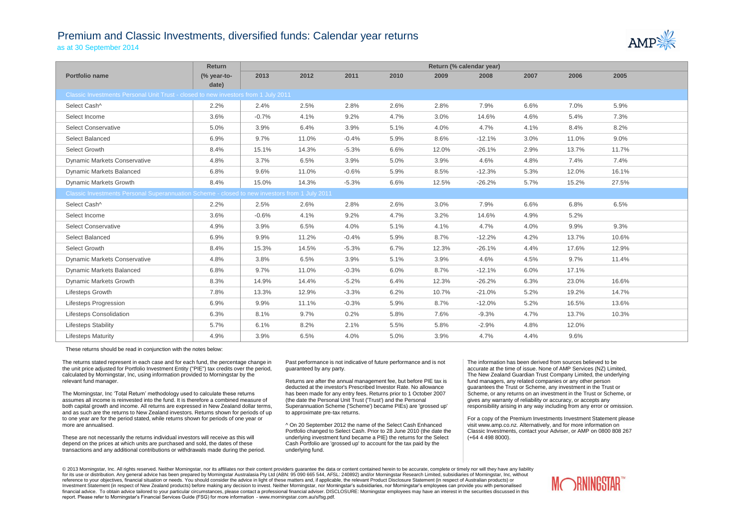# Premium and Classic Investments, diversified funds: Calendar year returns

as at 30 September 2014

| Portfolio name | Return (% year-to-date) | Return (% calendar year) | | | | | | | | |
|---|---|---|---|---|---|---|---|---|---|---|
| | | 2013 | 2012 | 2011 | 2010 | 2009 | 2008 | 2007 | 2006 | 2005 |
| **Classic Investments Personal Unit Trust - closed to new investors from 1 July 2011** | | | | | | | | | | |
| Select Cash^ | 2.2% | 2.4% | 2.5% | 2.8% | 2.6% | 2.8% | 7.9% | 6.6% | 7.0% | 5.9% |
| Select Income | 3.6% | -0.7% | 4.1% | 9.2% | 4.7% | 3.0% | 14.6% | 4.6% | 5.4% | 7.3% |
| Select Conservative | 5.0% | 3.9% | 6.4% | 3.9% | 5.1% | 4.0% | 4.7% | 4.1% | 8.4% | 8.2% |
| Select Balanced | 6.9% | 9.7% | 11.0% | -0.4% | 5.9% | 8.6% | -12.1% | 3.0% | 11.0% | 9.0% |
| Select Growth | 8.4% | 15.1% | 14.3% | -5.3% | 6.6% | 12.0% | -26.1% | 2.9% | 13.7% | 11.7% |
| Dynamic Markets Conservative | 4.8% | 3.7% | 6.5% | 3.9% | 5.0% | 3.9% | 4.6% | 4.8% | 7.4% | 7.4% |
| Dynamic Markets Balanced | 6.8% | 9.6% | 11.0% | -0.6% | 5.9% | 8.5% | -12.3% | 5.3% | 12.0% | 16.1% |
| Dynamic Markets Growth | 8.4% | 15.0% | 14.3% | -5.3% | 6.6% | 12.5% | -26.2% | 5.7% | 15.2% | 27.5% |
| **Classic Investments Personal Superannuation Scheme - closed to new investors from 1 July 2011** | | | | | | | | | | |
| Select Cash^ | 2.2% | 2.5% | 2.6% | 2.8% | 2.6% | 3.0% | 7.9% | 6.6% | 6.8% | 6.5% |
| Select Income | 3.6% | -0.6% | 4.1% | 9.2% | 4.7% | 3.2% | 14.6% | 4.9% | 5.2% | |
| Select Conservative | 4.9% | 3.9% | 6.5% | 4.0% | 5.1% | 4.1% | 4.7% | 4.0% | 9.9% | 9.3% |
| Select Balanced | 6.9% | 9.9% | 11.2% | -0.4% | 5.9% | 8.7% | -12.2% | 4.2% | 13.7% | 10.6% |
| Select Growth | 8.4% | 15.3% | 14.5% | -5.3% | 6.7% | 12.3% | -26.1% | 4.4% | 17.6% | 12.9% |
| Dynamic Markets Conservative | 4.8% | 3.8% | 6.5% | 3.9% | 5.1% | 3.9% | 4.6% | 4.5% | 9.7% | 11.4% |
| Dynamic Markets Balanced | 6.8% | 9.7% | 11.0% | -0.3% | 6.0% | 8.7% | -12.1% | 6.0% | 17.1% | |
| Dynamic Markets Growth | 8.3% | 14.9% | 14.4% | -5.2% | 6.4% | 12.3% | -26.2% | 6.3% | 23.0% | 16.6% |
| Lifesteps Growth | 7.8% | 13.3% | 12.9% | -3.3% | 6.2% | 10.7% | -21.0% | 5.2% | 19.2% | 14.7% |
| Lifesteps Progression | 6.9% | 9.9% | 11.1% | -0.3% | 5.9% | 8.7% | -12.0% | 5.2% | 16.5% | 13.6% |
| Lifesteps Consolidation | 6.3% | 8.1% | 9.7% | 0.2% | 5.8% | 7.6% | -9.3% | 4.7% | 13.7% | 10.3% |
| Lifesteps Stability | 5.7% | 6.1% | 8.2% | 2.1% | 5.5% | 5.8% | -2.9% | 4.8% | 12.0% | |
| Lifesteps Maturity | 4.9% | 3.9% | 6.5% | 4.0% | 5.0% | 3.9% | 4.7% | 4.4% | 9.6% | |

These returns should be read in conjunction with the notes below:

The returns stated represent in each case and for each fund, the percentage change in the unit price adjusted for Portfolio Investment Entity ("PIE") tax credits over the period, calculated by Morningstar, Inc, using information provided to Morningstar by the relevant fund manager.

The Morningstar, Inc 'Total Return' methodology used to calculate these returns assumes all income is reinvested into the fund. It is therefore a combined measure of both capital growth and income. All returns are expressed in New Zealand dollar terms, and as such are the returns to New Zealand investors. Returns shown for periods of up to one year are for the period stated, while returns shown for periods of one year or more are annualised.

These are not necessarily the returns individual investors will receive as this will depend on the prices at which units are purchased and sold, the dates of these transactions and any additional contributions or withdrawals made during the period.

Past performance is not indicative of future performance and is not guaranteed by any party.

Returns are after the annual management fee, but before PIE tax is deducted at the investor's Prescribed Investor Rate. No allowance has been made for any entry fees. Returns prior to 1 October 2007 (the date the Personal Unit Trust ('Trust') and the Personal Superannuation Scheme ('Scheme') became PIEs) are 'grossed up' to approximate pre-tax returns.

^ On 20 September 2012 the name of the Select Cash Enhanced Portfolio changed to Select Cash. Prior to 28 June 2010 (the date the underlying investment fund became a PIE) the returns for the Select Cash Portfolio are 'grossed up' to account for the tax paid by the underlying fund.

The information has been derived from sources believed to be accurate at the time of issue. None of AMP Services (NZ) Limited, The New Zealand Guardian Trust Company Limited, the underlying fund managers, any related companies or any other person guarantees the Trust or Scheme, any investment in the Trust or Scheme, or any returns on an investment in the Trust or Scheme, or gives any warranty of reliability or accuracy, or accepts any responsibility arising in any way including from any error or omission.

For a copy of the Premium Investments Investment Statement please visit www.amp.co.nz. Alternatively, and for more information on Classic Investments, contact your Adviser, or AMP on 0800 808 267 (+64 4 498 8000).

© 2013 Morningstar, Inc. All rights reserved. Neither Morningstar, nor its affiliates nor their content providers guarantee the data or content contained herein to be accurate, complete or timely nor will they have any liability for its use or distribution. Any general advice has been prepared by Morningstar Australasia Pty Ltd (ABN: 95 090 665 544, AFSL: 240892) and/or Morningstar Research Limited, subsidiaries of Morningstar, Inc, without reference to your objectives, financial situation or needs. You should consider the advice in light of these matters and, if applicable, the relevant Product Disclosure Statement (in respect of Australian products) or Investment Statement (in respect of New Zealand products) before making any decision to invest. Neither Morningstar, nor Morningstar's subsidiaries, nor Morningstar's employees can provide you with personalised financial advice. To obtain advice tailored to your particular circumstances, please contact a professional financial adviser. DISCLOSURE: Morningstar employees may have an interest in the securities discussed in this report. Please refer to Morningstar's Financial Services Guide (FSG) for more information - www.morningstar.com.au/s/fsg.pdf.